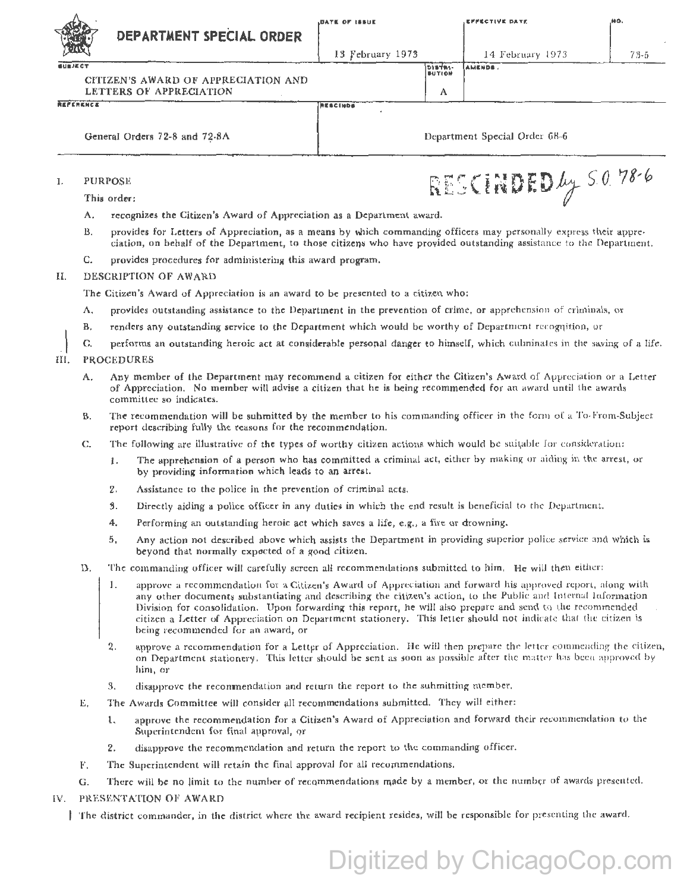# DEPARTMENT SPECIAL ORDER

| DATE OF ISSUE | EFFECTIVE DATE | NO. |
|---|---|---|
| 13 February 1973 | 14 February 1973 | 73-5 |

| SUBJECT | DISTRIBUTION | AMENDS |
|---|---|---|
| CITIZEN'S AWARD OF APPRECIATION AND LETTERS OF APPRECIATION | A | |

| REFERENCE | RESCINDS |
|---|---|
| General Orders 72-8 and 72-8A | Department Special Order 68-6 |

RESCINDED by S.O. 78-6

## I. PURPOSE

This order:

A. recognizes the Citizen's Award of Appreciation as a Department award.

B. provides for Letters of Appreciation, as a means by which commanding officers may personally express their appreciation, on behalf of the Department, to those citizens who have provided outstanding assistance to the Department.

C. provides procedures for administering this award program.

## II. DESCRIPTION OF AWARD

The Citizen's Award of Appreciation is an award to be presented to a citizen who:

A. provides outstanding assistance to the Department in the prevention of crime, or apprehension of criminals, or

B. renders any outstanding service to the Department which would be worthy of Department recognition, or

C. performs an outstanding heroic act at considerable personal danger to himself, which culminates in the saving of a life.

## III. PROCEDURES

A. Any member of the Department may recommend a citizen for either the Citizen's Award of Appreciation or a Letter of Appreciation. No member will advise a citizen that he is being recommended for an award until the awards committee so indicates.

B. The recommendation will be submitted by the member to his commanding officer in the form of a To-From-Subject report describing fully the reasons for the recommendation.

C. The following are illustrative of the types of worthy citizen actions which would be suitable for consideration:

1. The apprehension of a person who has committed a criminal act, either by making or aiding in the arrest, or by providing information which leads to an arrest.
2. Assistance to the police in the prevention of criminal acts.
3. Directly aiding a police officer in any duties in which the end result is beneficial to the Department.
4. Performing an outstanding heroic act which saves a life, e.g., a fire or drowning.
5. Any action not described above which assists the Department in providing superior police service and which is beyond that normally expected of a good citizen.

D. The commanding officer will carefully screen all recommendations submitted to him. He will then either:

1. approve a recommendation for a Citizen's Award of Appreciation and forward his approved report, along with any other documents substantiating and describing the citizen's action, to the Public and Internal Information Division for consolidation. Upon forwarding this report, he will also prepare and send to the recommended citizen a Letter of Appreciation on Department stationery. This letter should not indicate that the citizen is being recommended for an award, or
2. approve a recommendation for a Letter of Appreciation. He will then prepare the letter commending the citizen, on Department stationery. This letter should be sent as soon as possible after the matter has been approved by him, or
3. disapprove the recommendation and return the report to the submitting member.

E. The Awards Committee will consider all recommendations submitted. They will either:

1. approve the recommendation for a Citizen's Award of Appreciation and forward their recommendation to the Superintendent for final approval, or
2. disapprove the recommendation and return the report to the commanding officer.

F. The Superintendent will retain the final approval for all recommendations.

G. There will be no limit to the number of recommendations made by a member, or the number of awards presented.

## IV. PRESENTATION OF AWARD

The district commander, in the district where the award recipient resides, will be responsible for presenting the award.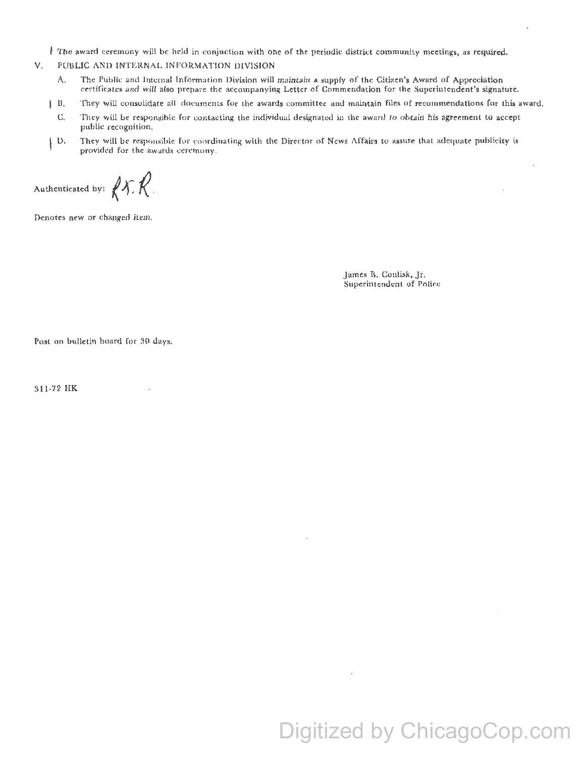| The award ceremony will be held in conjuction with one of the periodic district community meetings, as required.

V. PUBLIC AND INTERNAL INFORMATION DIVISION

A. The Public and Internal Information Division will *maintain* a supply of the Citizen's Award of Appreciation certificates *and will* also prepare the accompanying Letter of Commendation for the Superintendent's signature.

| B. They will consolidate all documents for the awards committee and maintain files of recommendations for this award.

C. They will be responsible for contacting the individual designated in the *award to obtain* his agreement to accept public recognition.

| D. They will be responsible for coordinating with the Director of News Affairs to assure that adequate publicity is provided for the awards ceremony.

Authenticated by: R.K.R.

| Denotes new or changed item.

James B. Conlisk, Jr.
Superintendent of Police

Post on bulletin board for 30 days.

311-72 HK